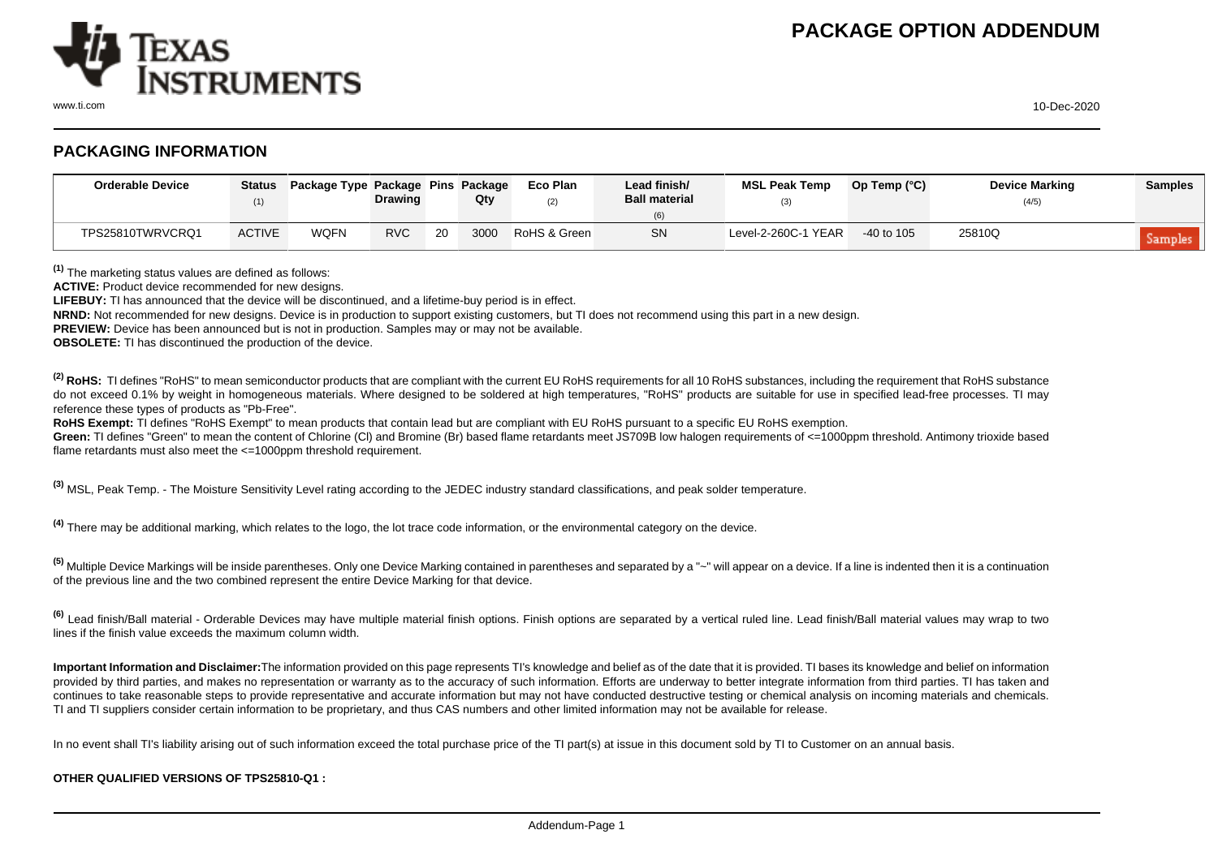# PACKAGE OPTION ADDENDUM

## PACKAGING INFORMATION

| Orderable Device | Status (1) | Package Type | Package Drawing | Pins | Package Qty | Eco Plan (2) | Lead finish/ Ball material (6) | MSL Peak Temp (3) | Op Temp (°C) | Device Marking (4/5) | Samples |
|---|---|---|---|---|---|---|---|---|---|---|---|
| TPS25810TWRVCRQ1 | ACTIVE | WQFN | RVC | 20 | 3000 | RoHS & Green | SN | Level-2-260C-1 YEAR | -40 to 105 | 25810Q | Samples |

[1] The marketing status values are defined as follows:
**ACTIVE:** Product device recommended for new designs.
**LIFEBUY:** TI has announced that the device will be discontinued, and a lifetime-buy period is in effect.
**NRND:** Not recommended for new designs. Device is in production to support existing customers, but TI does not recommend using this part in a new design.
**PREVIEW:** Device has been announced but is not in production. Samples may or may not be available.
**OBSOLETE:** TI has discontinued the production of the device.

[2] **RoHS:** TI defines "RoHS" to mean semiconductor products that are compliant with the current EU RoHS requirements for all 10 RoHS substances, including the requirement that RoHS substance do not exceed 0.1% by weight in homogeneous materials. Where designed to be soldered at high temperatures, "RoHS" products are suitable for use in specified lead-free processes. TI may reference these types of products as "Pb-Free".
**RoHS Exempt:** TI defines "RoHS Exempt" to mean products that contain lead but are compliant with EU RoHS pursuant to a specific EU RoHS exemption.
**Green:** TI defines "Green" to mean the content of Chlorine (Cl) and Bromine (Br) based flame retardants meet JS709B low halogen requirements of <=1000ppm threshold. Antimony trioxide based flame retardants must also meet the <=1000ppm threshold requirement.

[3] MSL, Peak Temp. - The Moisture Sensitivity Level rating according to the JEDEC industry standard classifications, and peak solder temperature.

[4] There may be additional marking, which relates to the logo, the lot trace code information, or the environmental category on the device.

[5] Multiple Device Markings will be inside parentheses. Only one Device Marking contained in parentheses and separated by a "~" will appear on a device. If a line is indented then it is a continuation of the previous line and the two combined represent the entire Device Marking for that device.

[6] Lead finish/Ball material - Orderable Devices may have multiple material finish options. Finish options are separated by a vertical ruled line. Lead finish/Ball material values may wrap to two lines if the finish value exceeds the maximum column width.

**Important Information and Disclaimer:** The information provided on this page represents TI's knowledge and belief as of the date that it is provided. TI bases its knowledge and belief on information provided by third parties, and makes no representation or warranty as to the accuracy of such information. Efforts are underway to better integrate information from third parties. TI has taken and continues to take reasonable steps to provide representative and accurate information but may not have conducted destructive testing or chemical analysis on incoming materials and chemicals. TI and TI suppliers consider certain information to be proprietary, and thus CAS numbers and other limited information may not be available for release.

In no event shall TI's liability arising out of such information exceed the total purchase price of the TI part(s) at issue in this document sold by TI to Customer on an annual basis.

**OTHER QUALIFIED VERSIONS OF TPS25810-Q1 :**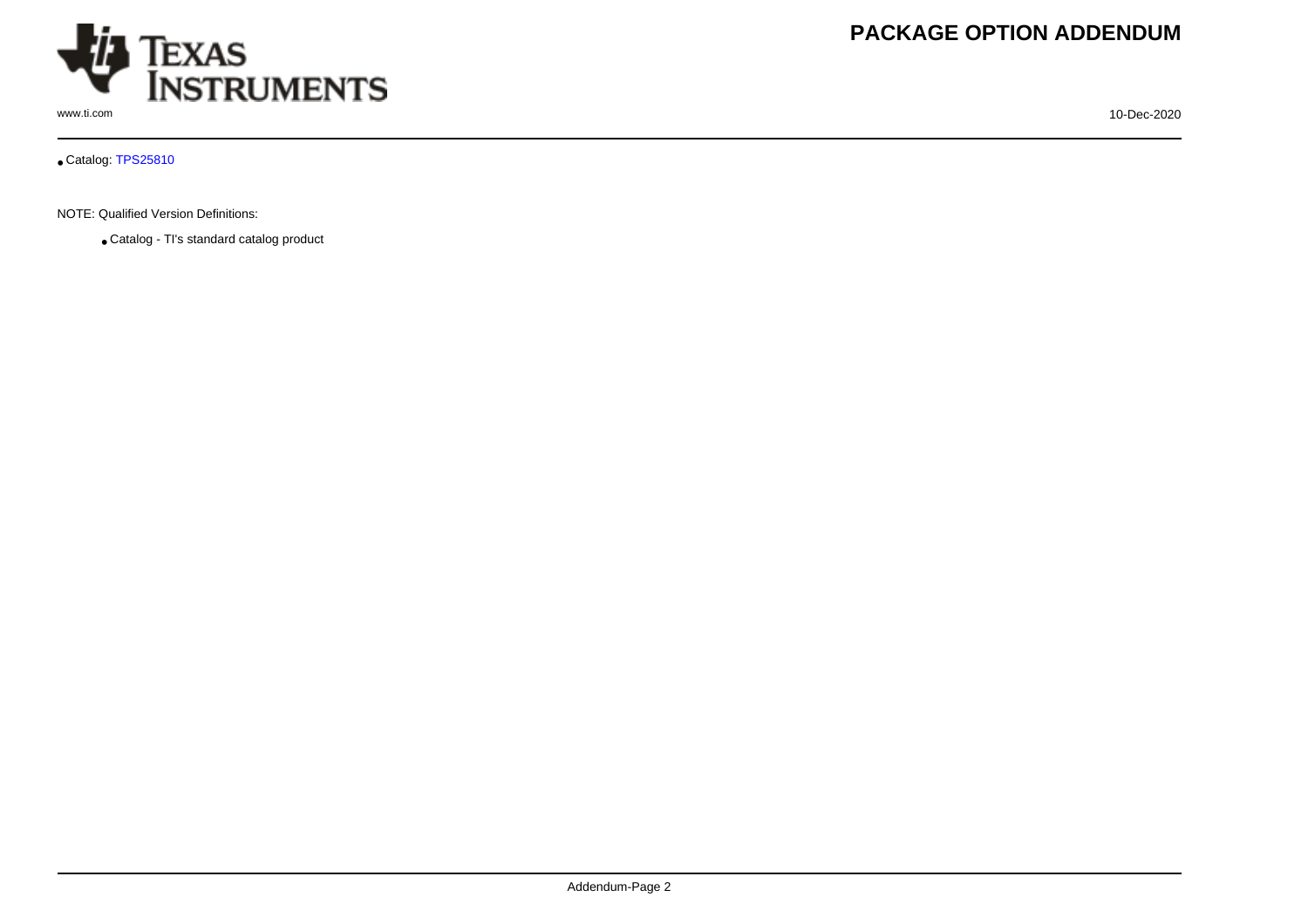- Catalog: TPS25810

NOTE: Qualified Version Definitions:

- Catalog - TI's standard catalog product